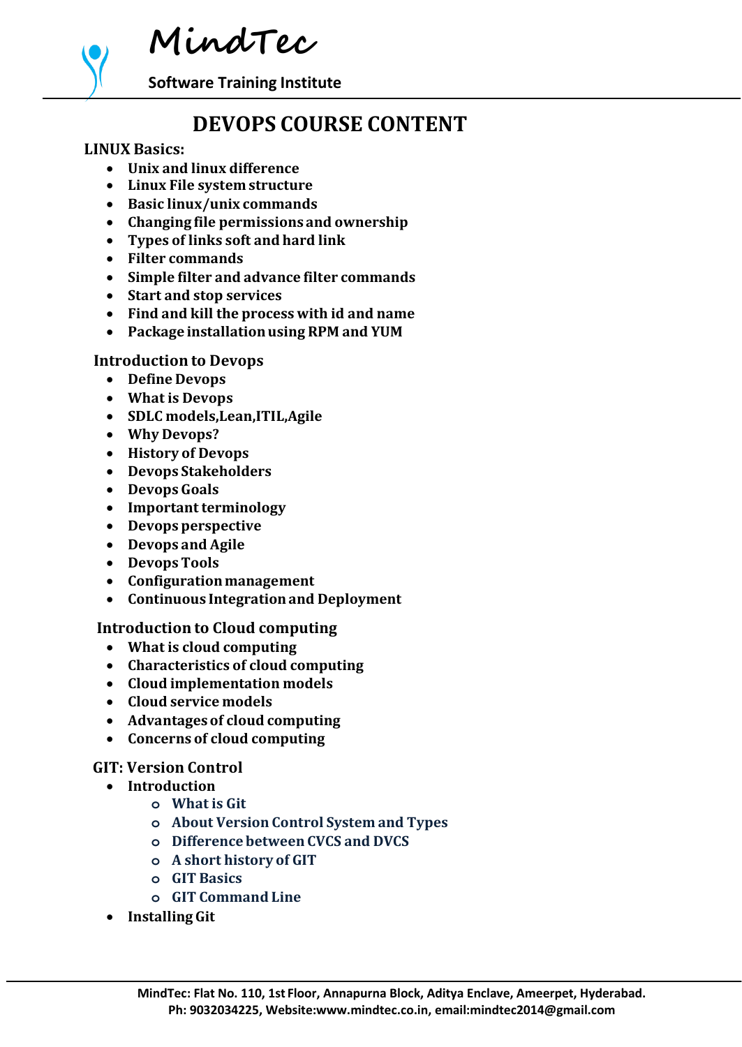# DEVOPS COURSE CONTENT

**LINUX Basics:**

- Unix and linux difference
- Linux File system structure
- Basic linux/unix commands
- Changing file permissions and ownership
- Types of links soft and hard link
- Filter commands
- Simple filter and advance filter commands
- Start and stop services
- Find and kill the process with id and name
- Package installation using RPM and YUM

**Introduction to Devops**

- Define Devops
- What is Devops
- SDLC models,Lean,ITIL,Agile
- Why Devops?
- History of Devops
- Devops Stakeholders
- Devops Goals
- Important terminology
- Devops perspective
- Devops and Agile
- Devops Tools
- Configuration management
- Continuous Integration and Deployment

**Introduction to Cloud computing**

- What is cloud computing
- Characteristics of cloud computing
- Cloud implementation models
- Cloud service models
- Advantages of cloud computing
- Concerns of cloud computing

**GIT: Version Control**

- Introduction
  - What is Git
  - About Version Control System and Types
  - Difference between CVCS and DVCS
  - A short history of GIT
  - GIT Basics
  - GIT Command Line
- Installing Git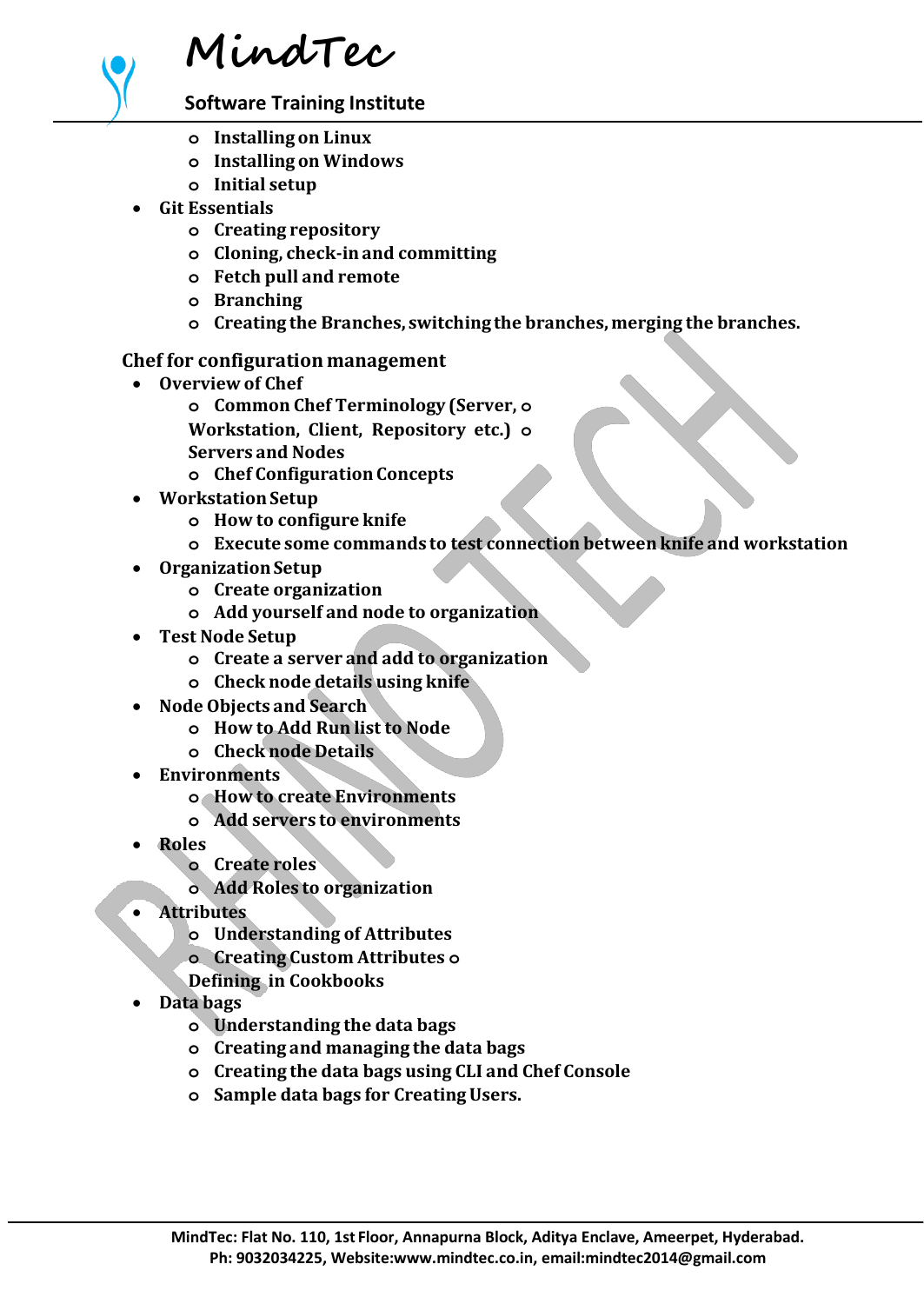- Installing on Linux
- Installing on Windows
- Initial setup

- Git Essentials
  - Creating repository
  - Cloning, check-in and committing
  - Fetch pull and remote
  - Branching
  - Creating the Branches, switching the branches, merging the branches.

## Chef for configuration management

- Overview of Chef
  - Common Chef Terminology (Server, Workstation, Client, Repository etc.)
  - Servers and Nodes
  - Chef Configuration Concepts
- Workstation Setup
  - How to configure knife
  - Execute some commands to test connection between knife and workstation
- Organization Setup
  - Create organization
  - Add yourself and node to organization
- Test Node Setup
  - Create a server and add to organization
  - Check node details using knife
- Node Objects and Search
  - How to Add Run list to Node
  - Check node Details
- Environments
  - How to create Environments
  - Add servers to environments
- Roles
  - Create roles
  - Add Roles to organization
- Attributes
  - Understanding of Attributes
  - Creating Custom Attributes
  - Defining in Cookbooks
- Data bags
  - Understanding the data bags
  - Creating and managing the data bags
  - Creating the data bags using CLI and Chef Console
  - Sample data bags for Creating Users.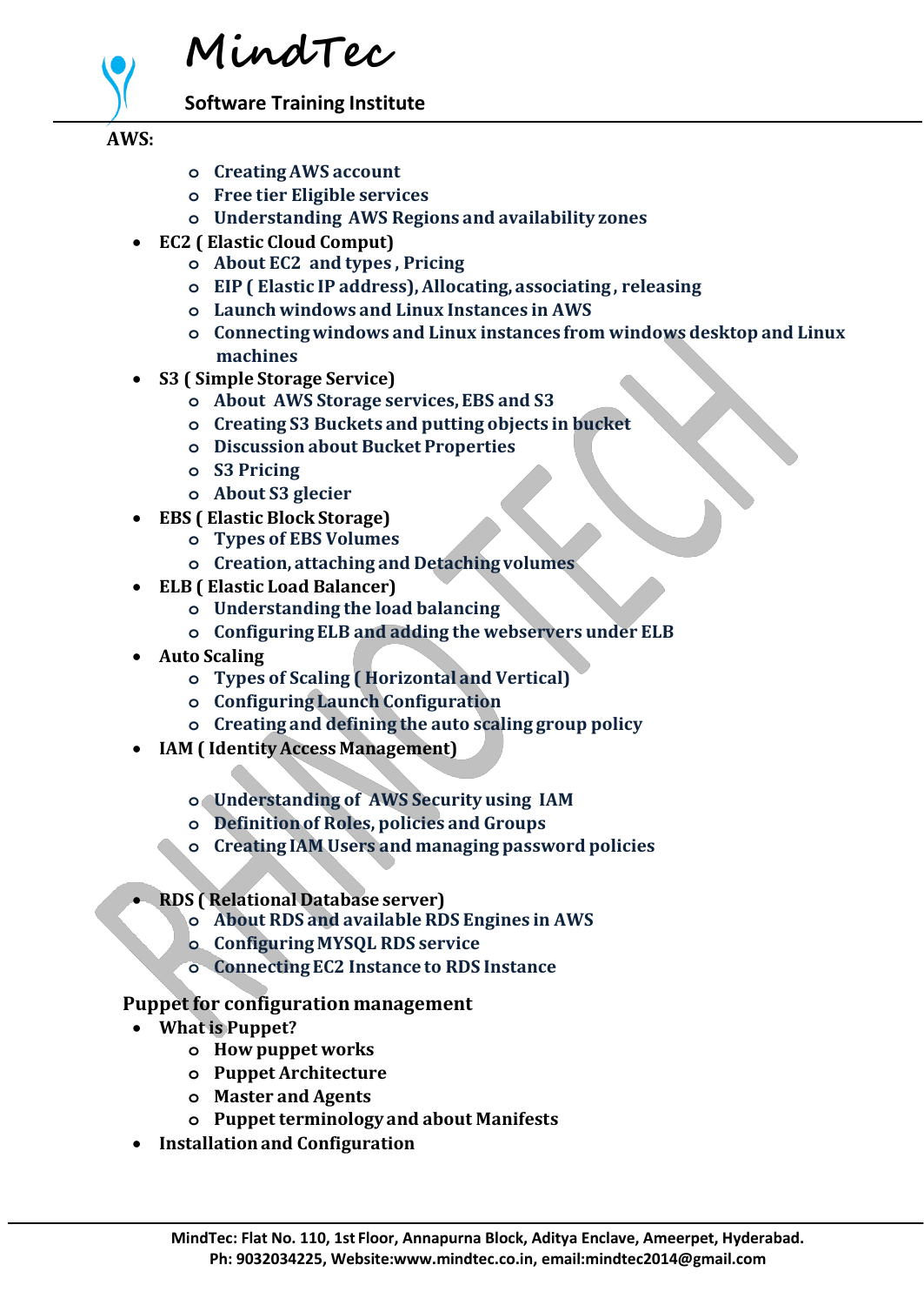**AWS:**

- Creating AWS account
- Free tier Eligible services
- Understanding AWS Regions and availability zones

- **EC2 ( Elastic Cloud Comput)**
  - About EC2 and types , Pricing
  - EIP ( Elastic IP address), Allocating, associating , releasing
  - Launch windows and Linux Instances in AWS
  - Connecting windows and Linux instances from windows desktop and Linux machines
- **S3 ( Simple Storage Service)**
  - About AWS Storage services, EBS and S3
  - Creating S3 Buckets and putting objects in bucket
  - Discussion about Bucket Properties
  - S3 Pricing
  - About S3 glecier
- **EBS ( Elastic Block Storage)**
  - Types of EBS Volumes
  - Creation, attaching and Detaching volumes
- **ELB ( Elastic Load Balancer)**
  - Understanding the load balancing
  - Configuring ELB and adding the webservers under ELB
- **Auto Scaling**
  - Types of Scaling ( Horizontal and Vertical)
  - Configuring Launch Configuration
  - Creating and defining the auto scaling group policy
- **IAM ( Identity Access Management)**
  - Understanding of AWS Security using IAM
  - Definition of Roles, policies and Groups
  - Creating IAM Users and managing password policies
- **RDS ( Relational Database server)**
  - About RDS and available RDS Engines in AWS
  - Configuring MYSQL RDS service
  - Connecting EC2 Instance to RDS Instance

**Puppet for configuration management**

- **What is Puppet?**
  - How puppet works
  - Puppet Architecture
  - Master and Agents
  - Puppet terminology and about Manifests
- **Installation and Configuration**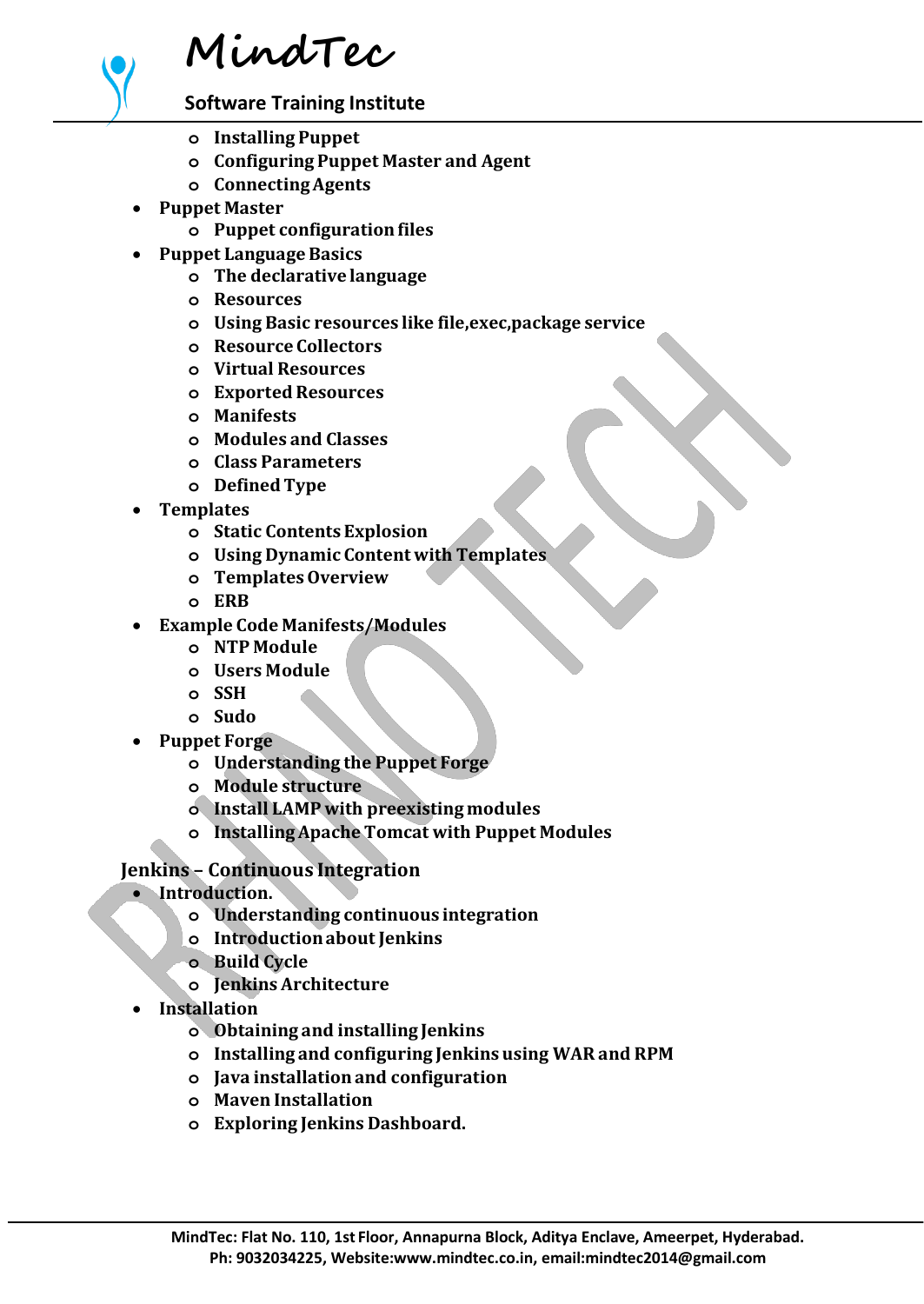- Installing Puppet
- Configuring Puppet Master and Agent
- Connecting Agents

- **Puppet Master**
  - Puppet configuration files
- **Puppet Language Basics**
  - The declarative language
  - Resources
  - Using Basic resources like file,exec,package service
  - Resource Collectors
  - Virtual Resources
  - Exported Resources
  - Manifests
  - Modules and Classes
  - Class Parameters
  - Defined Type
- **Templates**
  - Static Contents Explosion
  - Using Dynamic Content with Templates
  - Templates Overview
  - ERB
- **Example Code Manifests/Modules**
  - NTP Module
  - Users Module
  - SSH
  - Sudo
- **Puppet Forge**
  - Understanding the Puppet Forge
  - Module structure
  - Install LAMP with preexisting modules
  - Installing Apache Tomcat with Puppet Modules

## Jenkins – Continuous Integration

- **Introduction.**
  - Understanding continuous integration
  - Introduction about Jenkins
  - Build Cycle
  - Jenkins Architecture
- **Installation**
  - Obtaining and installing Jenkins
  - Installing and configuring Jenkins using WAR and RPM
  - Java installation and configuration
  - Maven Installation
  - Exploring Jenkins Dashboard.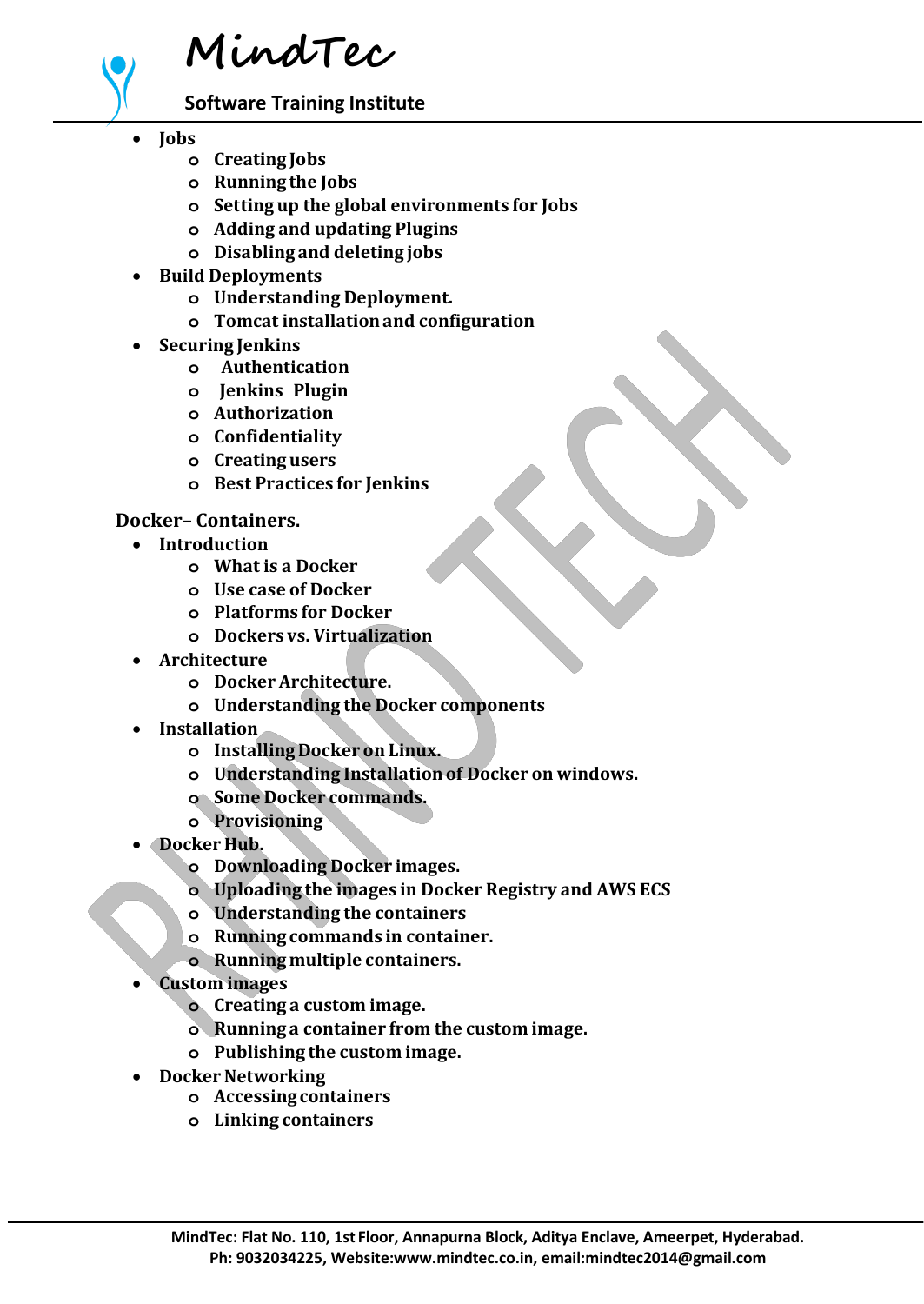- Jobs
  - Creating Jobs
  - Running the Jobs
  - Setting up the global environments for Jobs
  - Adding and updating Plugins
  - Disabling and deleting jobs
- Build Deployments
  - Understanding Deployment.
  - Tomcat installation and configuration
- Securing Jenkins
  - Authentication
  - Jenkins Plugin
  - Authorization
  - Confidentiality
  - Creating users
  - Best Practices for Jenkins

## Docker– Containers.

- Introduction
  - What is a Docker
  - Use case of Docker
  - Platforms for Docker
  - Dockers vs. Virtualization
- Architecture
  - Docker Architecture.
  - Understanding the Docker components
- Installation
  - Installing Docker on Linux.
  - Understanding Installation of Docker on windows.
  - Some Docker commands.
  - Provisioning
- Docker Hub.
  - Downloading Docker images.
  - Uploading the images in Docker Registry and AWS ECS
  - Understanding the containers
  - Running commands in container.
  - Running multiple containers.
- Custom images
  - Creating a custom image.
  - Running a container from the custom image.
  - Publishing the custom image.
- Docker Networking
  - Accessing containers
  - Linking containers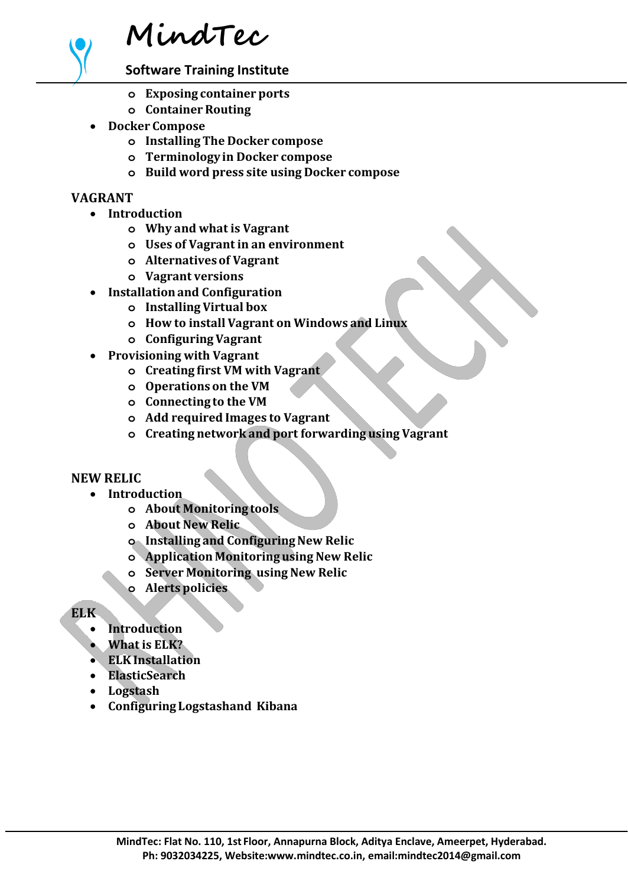- Exposing container ports
  - Container Routing
- Docker Compose
  - Installing The Docker compose
  - Terminology in Docker compose
  - Build word press site using Docker compose

## VAGRANT

- Introduction
  - Why and what is Vagrant
  - Uses of Vagrant in an environment
  - Alternatives of Vagrant
  - Vagrant versions
- Installation and Configuration
  - Installing Virtual box
  - How to install Vagrant on Windows and Linux
  - Configuring Vagrant
- Provisioning with Vagrant
  - Creating first VM with Vagrant
  - Operations on the VM
  - Connecting to the VM
  - Add required Images to Vagrant
  - Creating network and port forwarding using Vagrant

## NEW RELIC

- Introduction
  - About Monitoring tools
  - About New Relic
  - Installing and Configuring New Relic
  - Application Monitoring using New Relic
  - Server Monitoring using New Relic
  - Alerts policies

## ELK

- Introduction
- What is ELK?
- ELK Installation
- ElasticSearch
- Logstash
- Configuring Logstashand Kibana